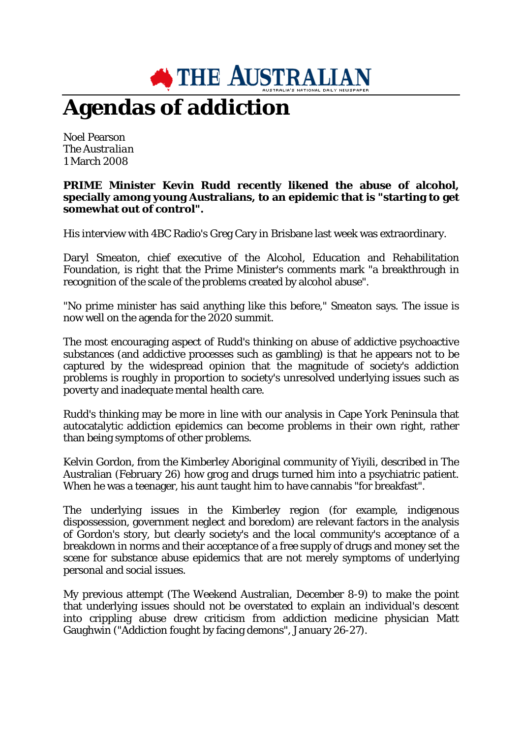# Agendas of addiction

Noel Pearson
*The Australian*
1 March 2008

**PRIME Minister Kevin Rudd recently likened the abuse of alcohol, specially among young Australians, to an epidemic that is "starting to get somewhat out of control".**

His interview with 4BC Radio's Greg Cary in Brisbane last week was extraordinary.

Daryl Smeaton, chief executive of the Alcohol, Education and Rehabilitation Foundation, is right that the Prime Minister's comments mark "a breakthrough in recognition of the scale of the problems created by alcohol abuse".

"No prime minister has said anything like this before," Smeaton says. The issue is now well on the agenda for the 2020 summit.

The most encouraging aspect of Rudd's thinking on abuse of addictive psychoactive substances (and addictive processes such as gambling) is that he appears not to be captured by the widespread opinion that the magnitude of society's addiction problems is roughly in proportion to society's unresolved underlying issues such as poverty and inadequate mental health care.

Rudd's thinking may be more in line with our analysis in Cape York Peninsula that autocatalytic addiction epidemics can become problems in their own right, rather than being symptoms of other problems.

Kelvin Gordon, from the Kimberley Aboriginal community of Yiyili, described in The Australian (February 26) how grog and drugs turned him into a psychiatric patient. When he was a teenager, his aunt taught him to have cannabis "for breakfast".

The underlying issues in the Kimberley region (for example, indigenous dispossession, government neglect and boredom) are relevant factors in the analysis of Gordon's story, but clearly society's and the local community's acceptance of a breakdown in norms and their acceptance of a free supply of drugs and money set the scene for substance abuse epidemics that are not merely symptoms of underlying personal and social issues.

My previous attempt (The Weekend Australian, December 8-9) to make the point that underlying issues should not be overstated to explain an individual's descent into crippling abuse drew criticism from addiction medicine physician Matt Gaughwin ("Addiction fought by facing demons", January 26-27).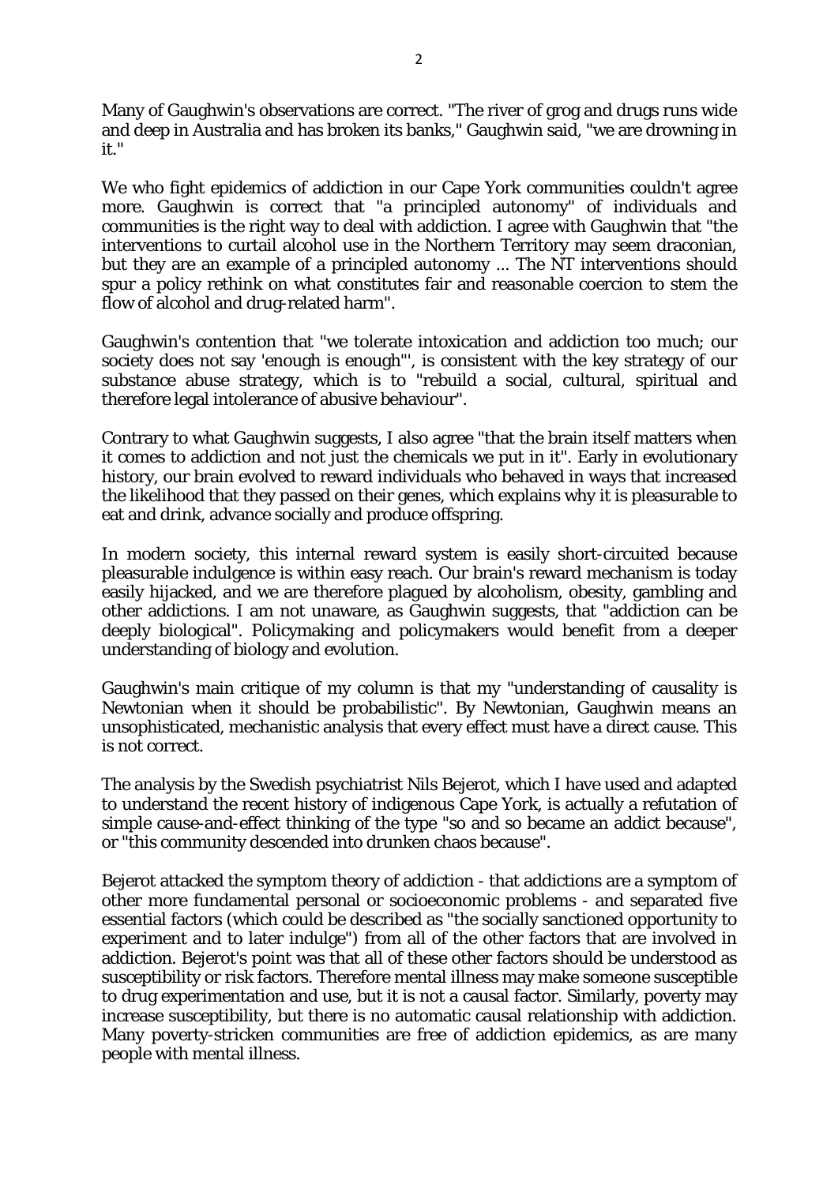Many of Gaughwin's observations are correct. "The river of grog and drugs runs wide and deep in Australia and has broken its banks," Gaughwin said, "we are drowning in it."

We who fight epidemics of addiction in our Cape York communities couldn't agree more. Gaughwin is correct that "a principled autonomy" of individuals and communities is the right way to deal with addiction. I agree with Gaughwin that "the interventions to curtail alcohol use in the Northern Territory may seem draconian, but they are an example of a principled autonomy ... The NT interventions should spur a policy rethink on what constitutes fair and reasonable coercion to stem the flow of alcohol and drug-related harm".

Gaughwin's contention that "we tolerate intoxication and addiction too much; our society does not say 'enough is enough'", is consistent with the key strategy of our substance abuse strategy, which is to "rebuild a social, cultural, spiritual and therefore legal intolerance of abusive behaviour".

Contrary to what Gaughwin suggests, I also agree "that the brain itself matters when it comes to addiction and not just the chemicals we put in it". Early in evolutionary history, our brain evolved to reward individuals who behaved in ways that increased the likelihood that they passed on their genes, which explains why it is pleasurable to eat and drink, advance socially and produce offspring.

In modern society, this internal reward system is easily short-circuited because pleasurable indulgence is within easy reach. Our brain's reward mechanism is today easily hijacked, and we are therefore plagued by alcoholism, obesity, gambling and other addictions. I am not unaware, as Gaughwin suggests, that "addiction can be deeply biological". Policymaking and policymakers would benefit from a deeper understanding of biology and evolution.

Gaughwin's main critique of my column is that my "understanding of causality is Newtonian when it should be probabilistic". By Newtonian, Gaughwin means an unsophisticated, mechanistic analysis that every effect must have a direct cause. This is not correct.

The analysis by the Swedish psychiatrist Nils Bejerot, which I have used and adapted to understand the recent history of indigenous Cape York, is actually a refutation of simple cause-and-effect thinking of the type "so and so became an addict because", or "this community descended into drunken chaos because".

Bejerot attacked the symptom theory of addiction - that addictions are a symptom of other more fundamental personal or socioeconomic problems - and separated five essential factors (which could be described as "the socially sanctioned opportunity to experiment and to later indulge") from all of the other factors that are involved in addiction. Bejerot's point was that all of these other factors should be understood as susceptibility or risk factors. Therefore mental illness may make someone susceptible to drug experimentation and use, but it is not a causal factor. Similarly, poverty may increase susceptibility, but there is no automatic causal relationship with addiction. Many poverty-stricken communities are free of addiction epidemics, as are many people with mental illness.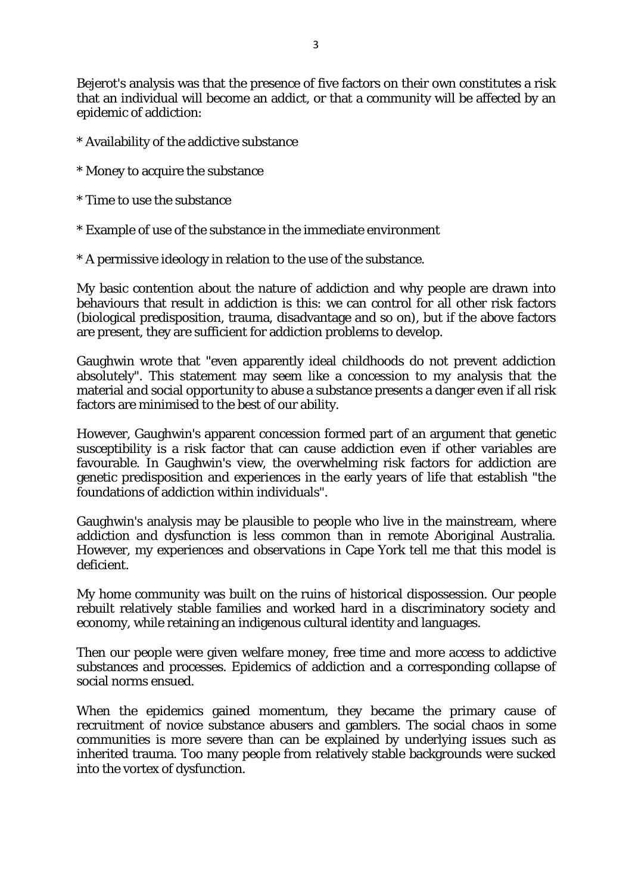Bejerot's analysis was that the presence of five factors on their own constitutes a risk that an individual will become an addict, or that a community will be affected by an epidemic of addiction:

* Availability of the addictive substance

* Money to acquire the substance

* Time to use the substance

* Example of use of the substance in the immediate environment

* A permissive ideology in relation to the use of the substance.

My basic contention about the nature of addiction and why people are drawn into behaviours that result in addiction is this: we can control for all other risk factors (biological predisposition, trauma, disadvantage and so on), but if the above factors are present, they are sufficient for addiction problems to develop.

Gaughwin wrote that "even apparently ideal childhoods do not prevent addiction absolutely". This statement may seem like a concession to my analysis that the material and social opportunity to abuse a substance presents a danger even if all risk factors are minimised to the best of our ability.

However, Gaughwin's apparent concession formed part of an argument that genetic susceptibility is a risk factor that can cause addiction even if other variables are favourable. In Gaughwin's view, the overwhelming risk factors for addiction are genetic predisposition and experiences in the early years of life that establish "the foundations of addiction within individuals".

Gaughwin's analysis may be plausible to people who live in the mainstream, where addiction and dysfunction is less common than in remote Aboriginal Australia. However, my experiences and observations in Cape York tell me that this model is deficient.

My home community was built on the ruins of historical dispossession. Our people rebuilt relatively stable families and worked hard in a discriminatory society and economy, while retaining an indigenous cultural identity and languages.

Then our people were given welfare money, free time and more access to addictive substances and processes. Epidemics of addiction and a corresponding collapse of social norms ensued.

When the epidemics gained momentum, they became the primary cause of recruitment of novice substance abusers and gamblers. The social chaos in some communities is more severe than can be explained by underlying issues such as inherited trauma. Too many people from relatively stable backgrounds were sucked into the vortex of dysfunction.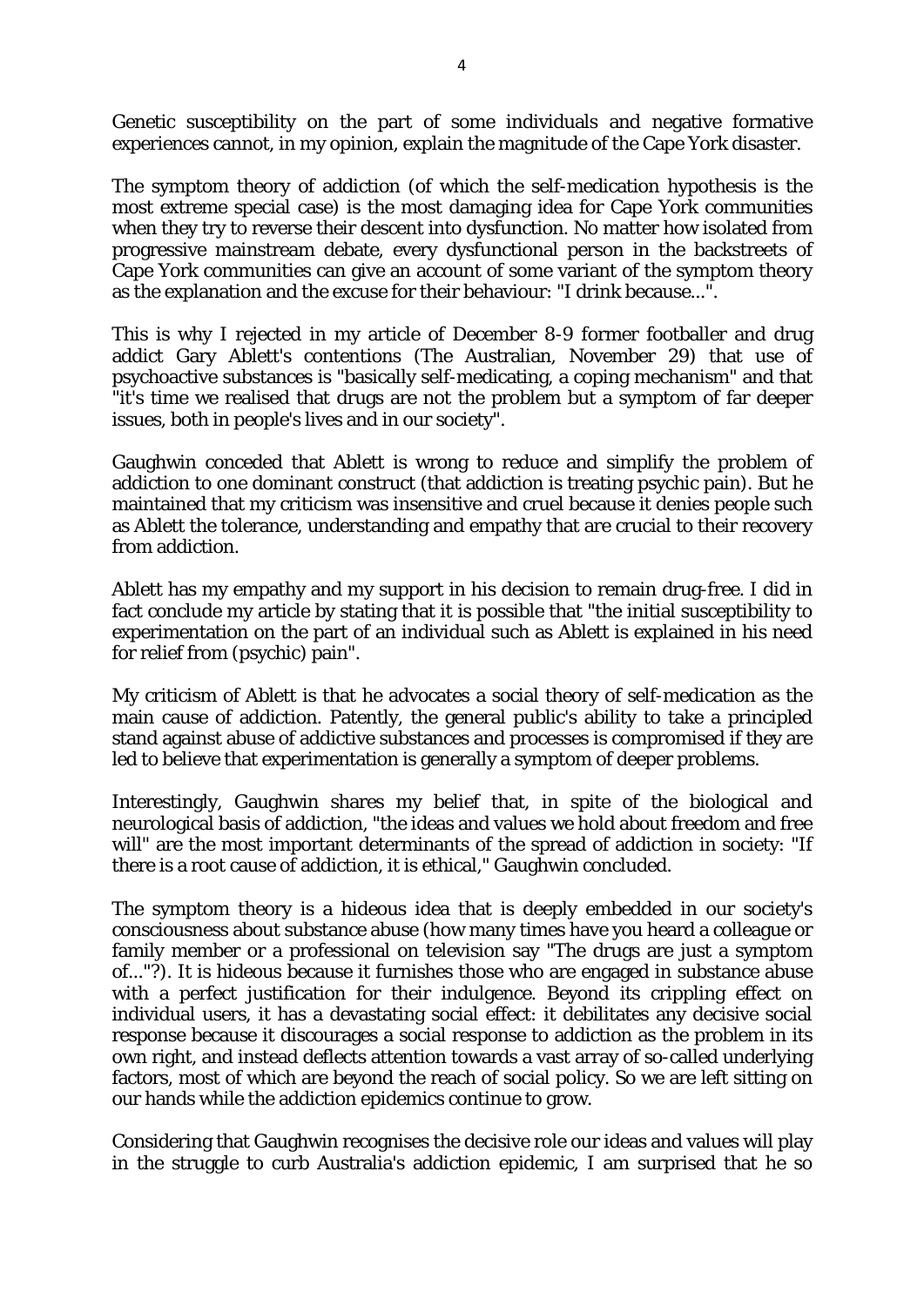Genetic susceptibility on the part of some individuals and negative formative experiences cannot, in my opinion, explain the magnitude of the Cape York disaster.

The symptom theory of addiction (of which the self-medication hypothesis is the most extreme special case) is the most damaging idea for Cape York communities when they try to reverse their descent into dysfunction. No matter how isolated from progressive mainstream debate, every dysfunctional person in the backstreets of Cape York communities can give an account of some variant of the symptom theory as the explanation and the excuse for their behaviour: "I drink because...".

This is why I rejected in my article of December 8-9 former footballer and drug addict Gary Ablett's contentions (The Australian, November 29) that use of psychoactive substances is "basically self-medicating, a coping mechanism" and that "it's time we realised that drugs are not the problem but a symptom of far deeper issues, both in people's lives and in our society".

Gaughwin conceded that Ablett is wrong to reduce and simplify the problem of addiction to one dominant construct (that addiction is treating psychic pain). But he maintained that my criticism was insensitive and cruel because it denies people such as Ablett the tolerance, understanding and empathy that are crucial to their recovery from addiction.

Ablett has my empathy and my support in his decision to remain drug-free. I did in fact conclude my article by stating that it is possible that "the initial susceptibility to experimentation on the part of an individual such as Ablett is explained in his need for relief from (psychic) pain".

My criticism of Ablett is that he advocates a social theory of self-medication as the main cause of addiction. Patently, the general public's ability to take a principled stand against abuse of addictive substances and processes is compromised if they are led to believe that experimentation is generally a symptom of deeper problems.

Interestingly, Gaughwin shares my belief that, in spite of the biological and neurological basis of addiction, "the ideas and values we hold about freedom and free will" are the most important determinants of the spread of addiction in society: "If there is a root cause of addiction, it is ethical," Gaughwin concluded.

The symptom theory is a hideous idea that is deeply embedded in our society's consciousness about substance abuse (how many times have you heard a colleague or family member or a professional on television say "The drugs are just a symptom of..."?). It is hideous because it furnishes those who are engaged in substance abuse with a perfect justification for their indulgence. Beyond its crippling effect on individual users, it has a devastating social effect: it debilitates any decisive social response because it discourages a social response to addiction as the problem in its own right, and instead deflects attention towards a vast array of so-called underlying factors, most of which are beyond the reach of social policy. So we are left sitting on our hands while the addiction epidemics continue to grow.

Considering that Gaughwin recognises the decisive role our ideas and values will play in the struggle to curb Australia's addiction epidemic, I am surprised that he so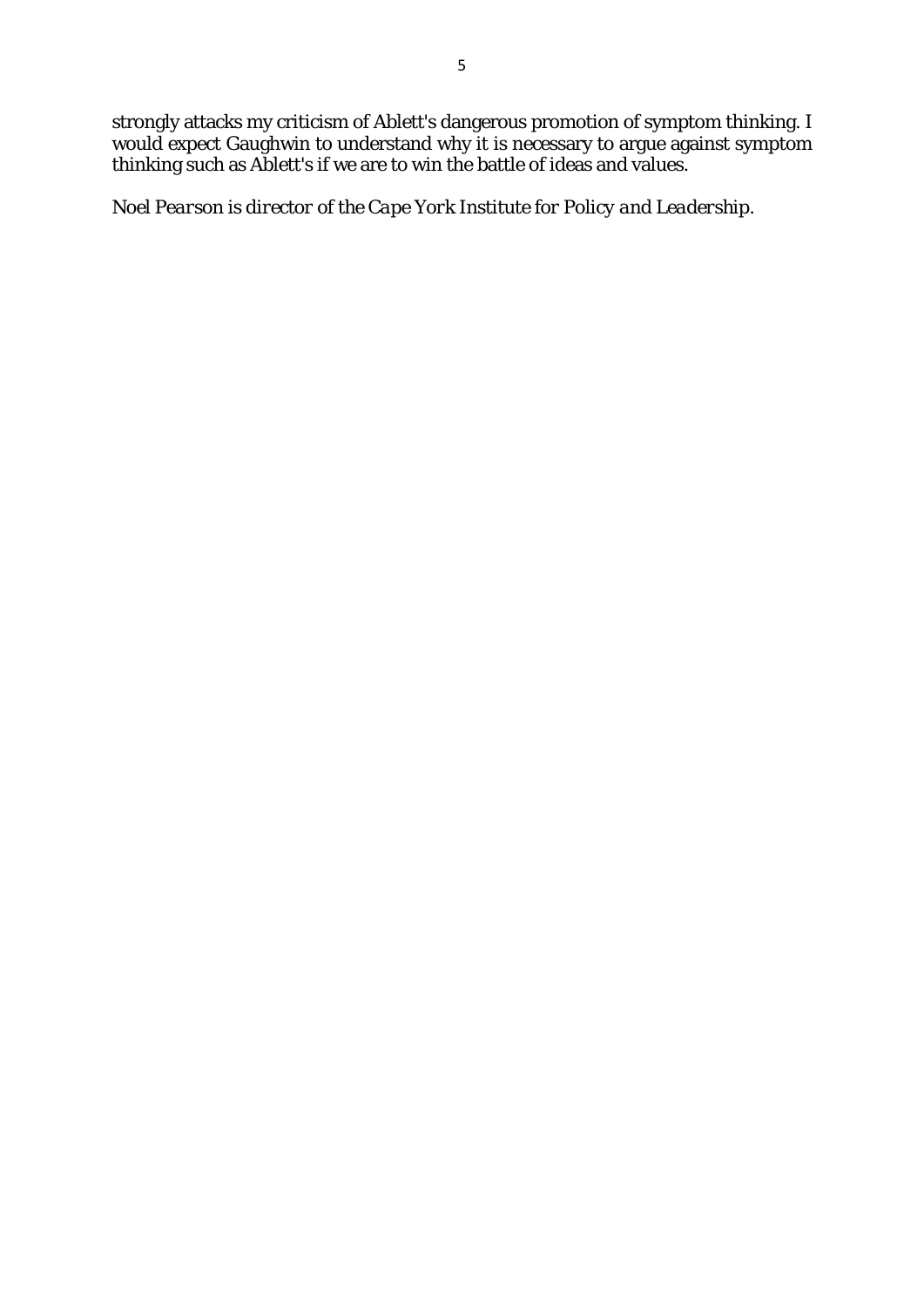strongly attacks my criticism of Ablett's dangerous promotion of symptom thinking. I would expect Gaughwin to understand why it is necessary to argue against symptom thinking such as Ablett's if we are to win the battle of ideas and values.

*Noel Pearson is director of the Cape York Institute for Policy and Leadership.*